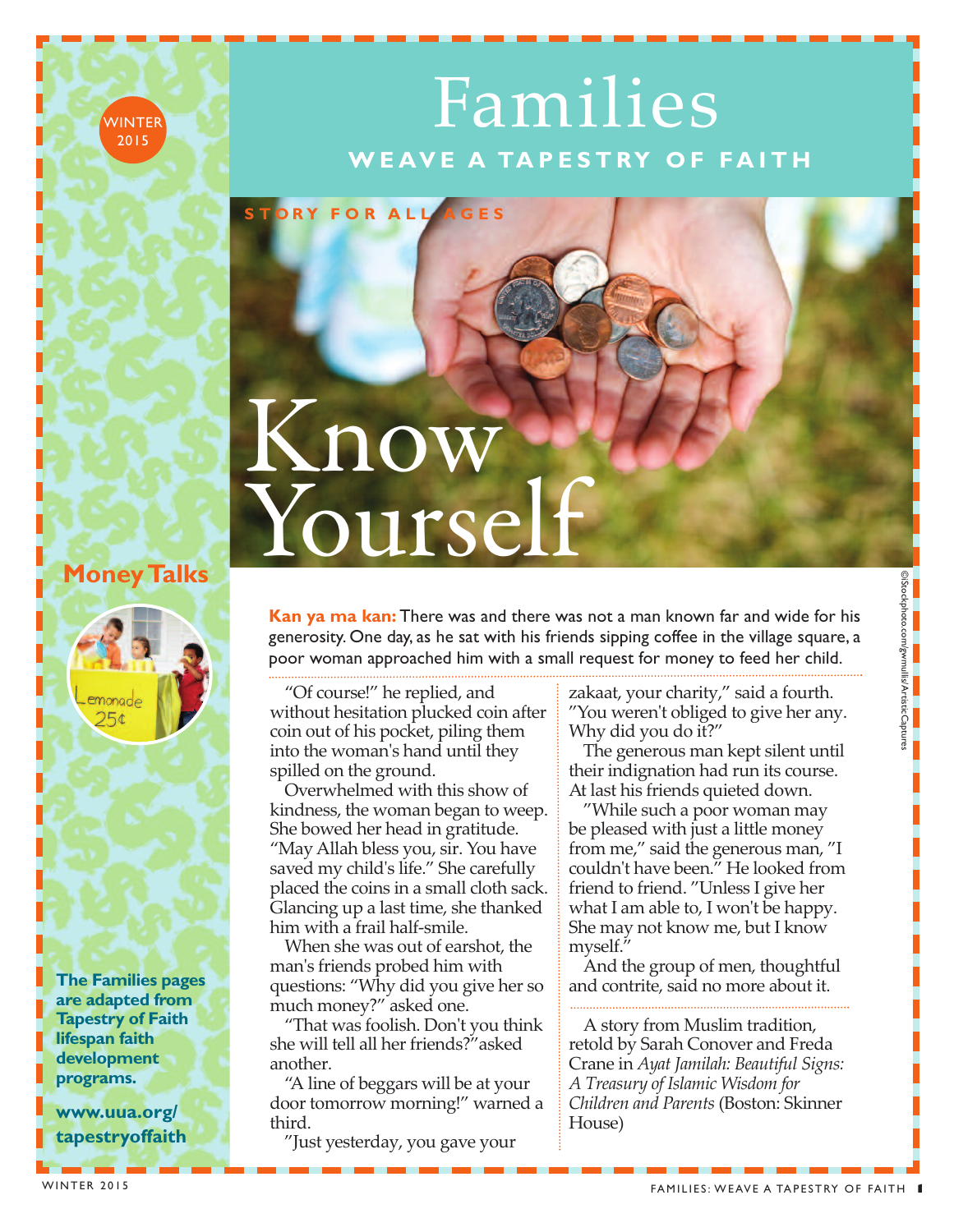# Families

## WEAVE A TAPESTRY OF FAITH

WINTER 2015

STORY FOR ALL AGES

# Know Yourself

**Kan ya ma kan:** There was and there was not a man known far and wide for his generosity. One day, as he sat with his friends sipping coffee in the village square, a poor woman approached him with a small request for money to feed her child.

"Of course!" he replied, and without hesitation plucked coin after coin out of his pocket, piling them into the woman's hand until they spilled on the ground.

Overwhelmed with this show of kindness, the woman began to weep. She bowed her head in gratitude. "May Allah bless you, sir. You have saved my child's life." She carefully placed the coins in a small cloth sack. Glancing up a last time, she thanked him with a frail half-smile.

When she was out of earshot, the man's friends probed him with questions: "Why did you give her so much money?" asked one.

"That was foolish. Don't you think she will tell all her friends?" asked another.

"A line of beggars will be at your door tomorrow morning!" warned a third.

"Just yesterday, you gave your zakaat, your charity," said a fourth. "You weren't obliged to give her any. Why did you do it?"

The generous man kept silent until their indignation had run its course. At last his friends quieted down.

"While such a poor woman may be pleased with just a little money from me," said the generous man, "I couldn't have been." He looked from friend to friend. "Unless I give her what I am able to, I won't be happy. She may not know me, but I know myself."

And the group of men, thoughtful and contrite, said no more about it.

A story from Muslim tradition, retold by Sarah Conover and Freda Crane in *Ayat Jamilah: Beautiful Signs: A Treasury of Islamic Wisdom for Children and Parents* (Boston: Skinner House)

©iStockphoto.com/gwmullis/Artistic Captures

## Money Talks

**The Families pages are adapted from Tapestry of Faith lifespan faith development programs.**

**www.uua.org/tapestryoffaith**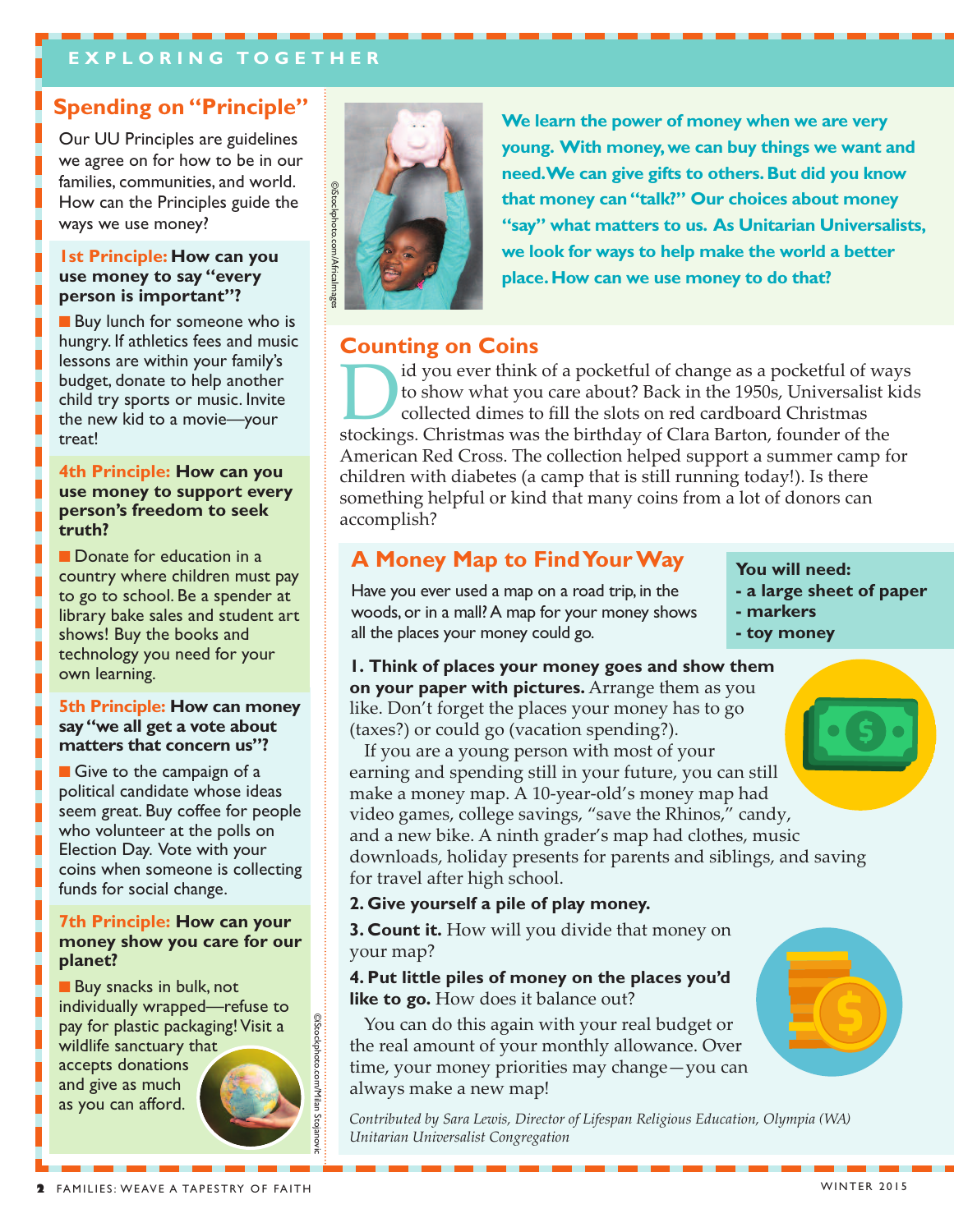EXPLORING TOGETHER

## Spending on "Principle"

Our UU Principles are guidelines we agree on for how to be in our families, communities, and world. How can the Principles guide the ways we use money?

**1st Principle: How can you use money to say "every person is important"?**

- Buy lunch for someone who is hungry. If athletics fees and music lessons are within your family's budget, donate to help another child try sports or music. Invite the new kid to a movie—your treat!

**4th Principle: How can you use money to support every person's freedom to seek truth?**

- Donate for education in a country where children must pay to go to school. Be a spender at library bake sales and student art shows! Buy the books and technology you need for your own learning.

**5th Principle: How can money say "we all get a vote about matters that concern us"?**

- Give to the campaign of a political candidate whose ideas seem great. Buy coffee for people who volunteer at the polls on Election Day. Vote with your coins when someone is collecting funds for social change.

**7th Principle: How can your money show you care for our planet?**

- Buy snacks in bulk, not individually wrapped—refuse to pay for plastic packaging! Visit a wildlife sanctuary that accepts donations and give as much as you can afford.

©iStockphoto.com/AfricaImages

**We learn the power of money when we are very young. With money, we can buy things we want and need. We can give gifts to others. But did you know that money can "talk?" Our choices about money "say" what matters to us. As Unitarian Universalists, we look for ways to help make the world a better place. How can we use money to do that?**

## Counting on Coins

Did you ever think of a pocketful of change as a pocketful of ways to show what you care about? Back in the 1950s, Universalist kids collected dimes to fill the slots on red cardboard Christmas stockings. Christmas was the birthday of Clara Barton, founder of the American Red Cross. The collection helped support a summer camp for children with diabetes (a camp that is still running today!). Is there something helpful or kind that many coins from a lot of donors can accomplish?

## A Money Map to Find Your Way

Have you ever used a map on a road trip, in the woods, or in a mall? A map for your money shows all the places your money could go.

**You will need:**
- **a large sheet of paper**
- **markers**
- **toy money**

**1. Think of places your money goes and show them on your paper with pictures.** Arrange them as you like. Don't forget the places your money has to go (taxes?) or could go (vacation spending?).

If you are a young person with most of your earning and spending still in your future, you can still make a money map. A 10-year-old's money map had video games, college savings, "save the Rhinos," candy, and a new bike. A ninth grader's map had clothes, music downloads, holiday presents for parents and siblings, and saving for travel after high school.

**2. Give yourself a pile of play money.**

**3. Count it.** How will you divide that money on your map?

**4. Put little piles of money on the places you'd like to go.** How does it balance out?

You can do this again with your real budget or the real amount of your monthly allowance. Over time, your money priorities may change—you can always make a new map!

*Contributed by Sara Lewis, Director of Lifespan Religious Education, Olympia (WA) Unitarian Universalist Congregation*

©iStockphoto.com/Milan Stojanovic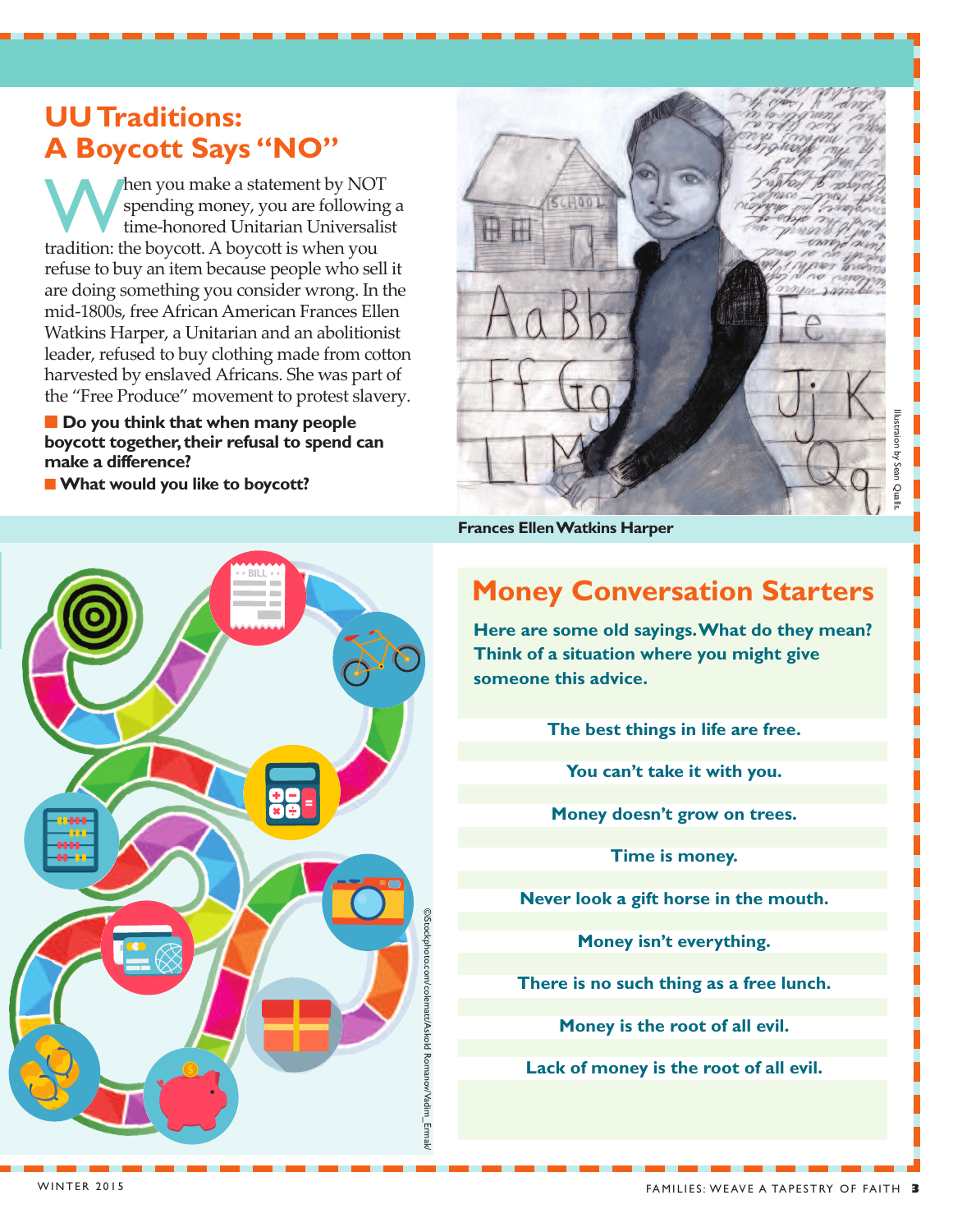## UU Traditions: A Boycott Says "NO"

When you make a statement by NOT spending money, you are following a time-honored Unitarian Universalist tradition: the boycott. A boycott is when you refuse to buy an item because people who sell it are doing something you consider wrong. In the mid-1800s, free African American Frances Ellen Watkins Harper, a Unitarian and an abolitionist leader, refused to buy clothing made from cotton harvested by enslaved Africans. She was part of the "Free Produce" movement to protest slavery.

- **Do you think that when many people boycott together, their refusal to spend can make a difference?**
- **What would you like to boycott?**

Illustration by Sean Qualls.

**Frances Ellen Watkins Harper**

©iStockphoto.com/colematt/Askold Romanov/Vadim_Ermak/

## Money Conversation Starters

**Here are some old sayings. What do they mean? Think of a situation where you might give someone this advice.**

**The best things in life are free.**

**You can't take it with you.**

**Money doesn't grow on trees.**

**Time is money.**

**Never look a gift horse in the mouth.**

**Money isn't everything.**

**There is no such thing as a free lunch.**

**Money is the root of all evil.**

**Lack of money is the root of all evil.**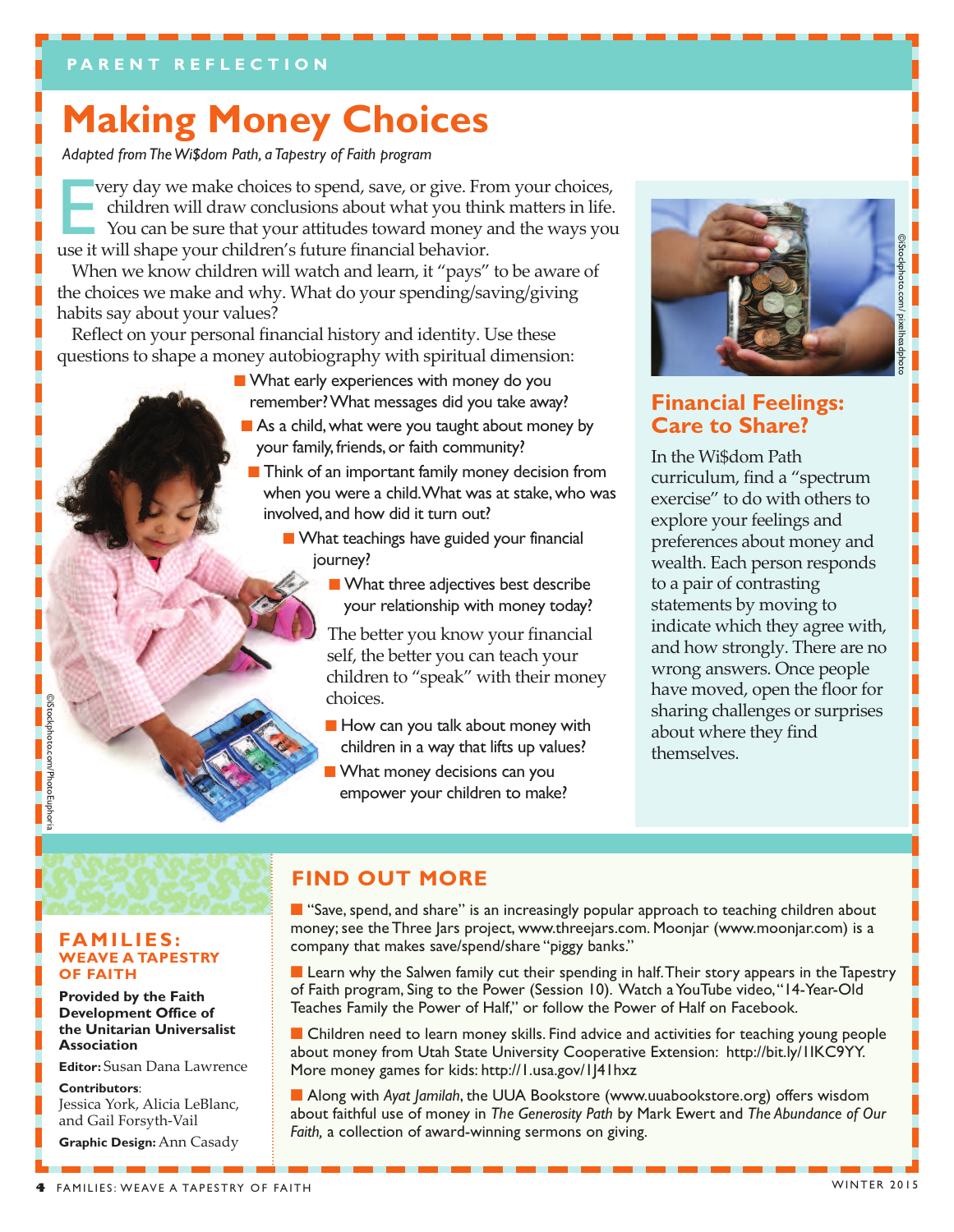PARENT REFLECTION

# Making Money Choices

*Adapted from The Wi$dom Path, a Tapestry of Faith program*

Every day we make choices to spend, save, or give. From your choices, children will draw conclusions about what you think matters in life. You can be sure that your attitudes toward money and the ways you use it will shape your children's future financial behavior.

When we know children will watch and learn, it "pays" to be aware of the choices we make and why. What do your spending/saving/giving habits say about your values?

Reflect on your personal financial history and identity. Use these questions to shape a money autobiography with spiritual dimension:

- What early experiences with money do you remember? What messages did you take away?
- As a child, what were you taught about money by your family, friends, or faith community?
- Think of an important family money decision from when you were a child. What was at stake, who was involved, and how did it turn out?
- What teachings have guided your financial journey?
- What three adjectives best describe your relationship with money today?

The better you know your financial self, the better you can teach your children to "speak" with their money choices.

- How can you talk about money with children in a way that lifts up values?
- What money decisions can you empower your children to make?

©iStockphoto.com/PhotoEuphoria

©iStockphoto.com/pixelheadphoto

## Financial Feelings: Care to Share?

In the Wi$dom Path curriculum, find a "spectrum exercise" to do with others to explore your feelings and preferences about money and wealth. Each person responds to a pair of contrasting statements by moving to indicate which they agree with, and how strongly. There are no wrong answers. Once people have moved, open the floor for sharing challenges or surprises about where they find themselves.

## FIND OUT MORE

- "Save, spend, and share" is an increasingly popular approach to teaching children about money; see the Three Jars project, www.threejars.com. Moonjar (www.moonjar.com) is a company that makes save/spend/share "piggy banks."
- Learn why the Salwen family cut their spending in half. Their story appears in the Tapestry of Faith program, Sing to the Power (Session 10). Watch a YouTube video, "14-Year-Old Teaches Family the Power of Half," or follow the Power of Half on Facebook.
- Children need to learn money skills. Find advice and activities for teaching young people about money from Utah State University Cooperative Extension: http://bit.ly/1IKC9YY. More money games for kids: http://1.usa.gov/1J41hxz
- Along with *Ayat Jamilah*, the UUA Bookstore (www.uuabookstore.org) offers wisdom about faithful use of money in *The Generosity Path* by Mark Ewert and *The Abundance of Our Faith*, a collection of award-winning sermons on giving.

**FAMILIES: WEAVE A TAPESTRY OF FAITH**

**Provided by the Faith Development Office of the Unitarian Universalist Association**

**Editor:** Susan Dana Lawrence

**Contributors**: Jessica York, Alicia LeBlanc, and Gail Forsyth-Vail

**Graphic Design:** Ann Casady